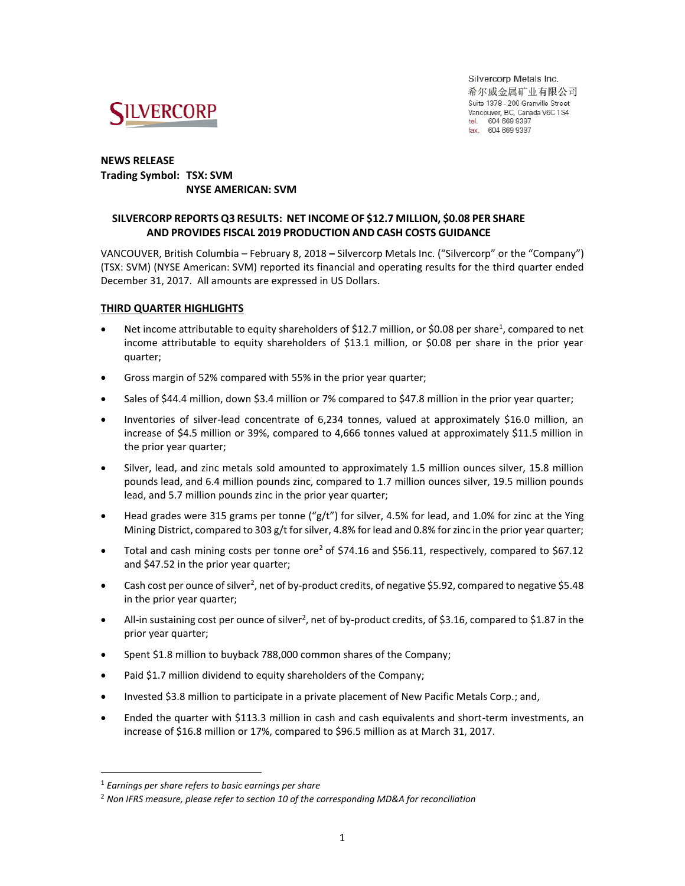Silvercorp Metals Inc.
希尔威金属矿业有限公司
Suite 1378 - 200 Granville Street
Vancouver, BC, Canada V6C 1S4
tel. 604 669 9397
fax. 604 669 9387

**NEWS RELEASE**
**Trading Symbol: TSX: SVM**
**NYSE AMERICAN: SVM**

## SILVERCORP REPORTS Q3 RESULTS: NET INCOME OF $12.7 MILLION, $0.08 PER SHARE AND PROVIDES FISCAL 2019 PRODUCTION AND CASH COSTS GUIDANCE

VANCOUVER, British Columbia – February 8, 2018 **–** Silvercorp Metals Inc. ("Silvercorp" or the "Company") (TSX: SVM) (NYSE American: SVM) reported its financial and operating results for the third quarter ended December 31, 2017. All amounts are expressed in US Dollars.

### THIRD QUARTER HIGHLIGHTS

- Net income attributable to equity shareholders of $12.7 million, or $0.08 per share[1], compared to net income attributable to equity shareholders of $13.1 million, or $0.08 per share in the prior year quarter;
- Gross margin of 52% compared with 55% in the prior year quarter;
- Sales of $44.4 million, down $3.4 million or 7% compared to $47.8 million in the prior year quarter;
- Inventories of silver-lead concentrate of 6,234 tonnes, valued at approximately $16.0 million, an increase of $4.5 million or 39%, compared to 4,666 tonnes valued at approximately $11.5 million in the prior year quarter;
- Silver, lead, and zinc metals sold amounted to approximately 1.5 million ounces silver, 15.8 million pounds lead, and 6.4 million pounds zinc, compared to 1.7 million ounces silver, 19.5 million pounds lead, and 5.7 million pounds zinc in the prior year quarter;
- Head grades were 315 grams per tonne ("g/t") for silver, 4.5% for lead, and 1.0% for zinc at the Ying Mining District, compared to 303 g/t for silver, 4.8% for lead and 0.8% for zinc in the prior year quarter;
- Total and cash mining costs per tonne ore[2] of $74.16 and $56.11, respectively, compared to $67.12 and $47.52 in the prior year quarter;
- Cash cost per ounce of silver[2], net of by-product credits, of negative $5.92, compared to negative $5.48 in the prior year quarter;
- All-in sustaining cost per ounce of silver[2], net of by-product credits, of $3.16, compared to $1.87 in the prior year quarter;
- Spent $1.8 million to buyback 788,000 common shares of the Company;
- Paid $1.7 million dividend to equity shareholders of the Company;
- Invested $3.8 million to participate in a private placement of New Pacific Metals Corp.; and,
- Ended the quarter with $113.3 million in cash and cash equivalents and short-term investments, an increase of $16.8 million or 17%, compared to $96.5 million as at March 31, 2017.

---

[1] *Earnings per share refers to basic earnings per share*

[2] *Non IFRS measure, please refer to section 10 of the corresponding MD&A for reconciliation*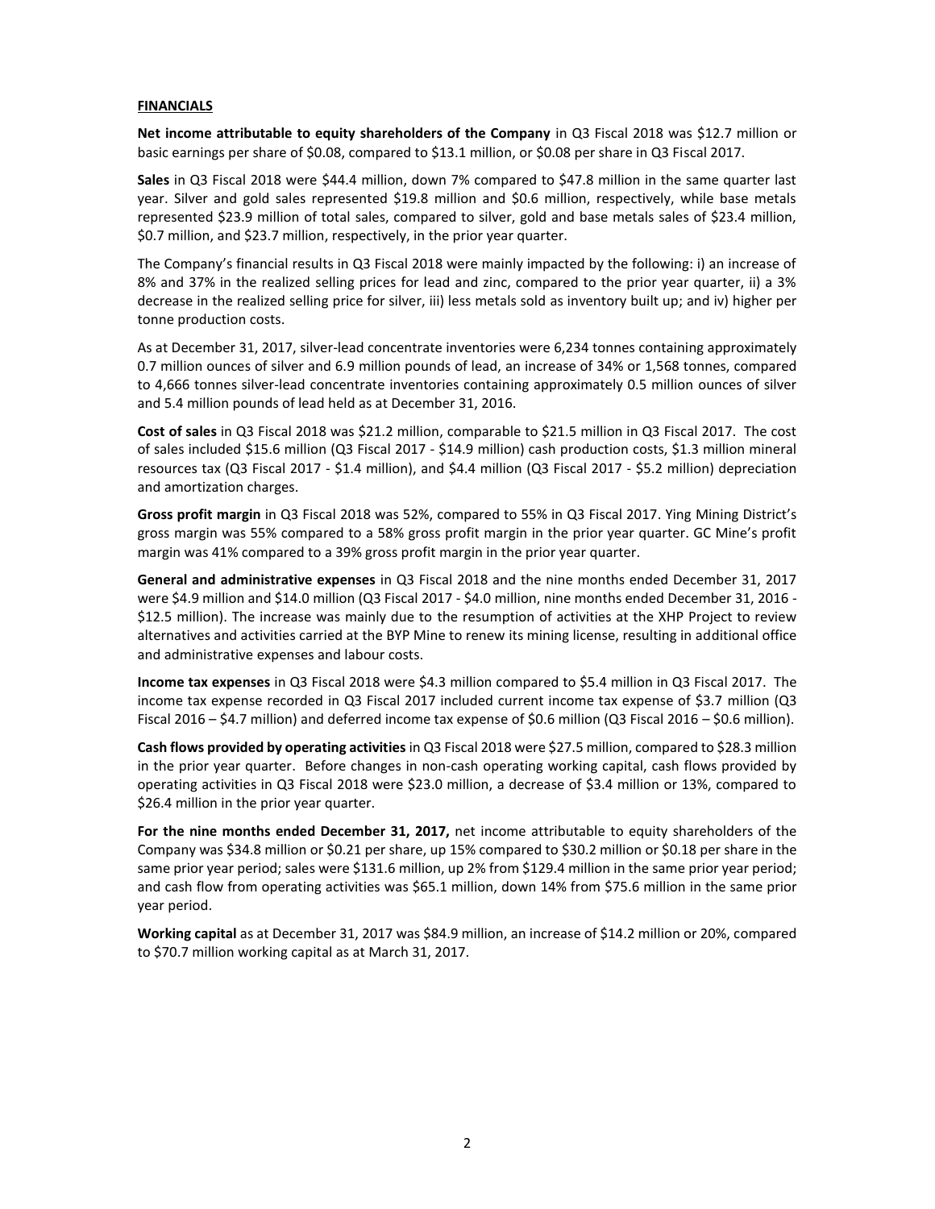## FINANCIALS

**Net income attributable to equity shareholders of the Company** in Q3 Fiscal 2018 was $12.7 million or basic earnings per share of $0.08, compared to $13.1 million, or $0.08 per share in Q3 Fiscal 2017.

**Sales** in Q3 Fiscal 2018 were $44.4 million, down 7% compared to $47.8 million in the same quarter last year. Silver and gold sales represented $19.8 million and $0.6 million, respectively, while base metals represented $23.9 million of total sales, compared to silver, gold and base metals sales of $23.4 million, $0.7 million, and $23.7 million, respectively, in the prior year quarter.

The Company's financial results in Q3 Fiscal 2018 were mainly impacted by the following: i) an increase of 8% and 37% in the realized selling prices for lead and zinc, compared to the prior year quarter, ii) a 3% decrease in the realized selling price for silver, iii) less metals sold as inventory built up; and iv) higher per tonne production costs.

As at December 31, 2017, silver-lead concentrate inventories were 6,234 tonnes containing approximately 0.7 million ounces of silver and 6.9 million pounds of lead, an increase of 34% or 1,568 tonnes, compared to 4,666 tonnes silver-lead concentrate inventories containing approximately 0.5 million ounces of silver and 5.4 million pounds of lead held as at December 31, 2016.

**Cost of sales** in Q3 Fiscal 2018 was $21.2 million, comparable to $21.5 million in Q3 Fiscal 2017. The cost of sales included $15.6 million (Q3 Fiscal 2017 - $14.9 million) cash production costs, $1.3 million mineral resources tax (Q3 Fiscal 2017 - $1.4 million), and $4.4 million (Q3 Fiscal 2017 - $5.2 million) depreciation and amortization charges.

**Gross profit margin** in Q3 Fiscal 2018 was 52%, compared to 55% in Q3 Fiscal 2017. Ying Mining District's gross margin was 55% compared to a 58% gross profit margin in the prior year quarter. GC Mine's profit margin was 41% compared to a 39% gross profit margin in the prior year quarter.

**General and administrative expenses** in Q3 Fiscal 2018 and the nine months ended December 31, 2017 were $4.9 million and $14.0 million (Q3 Fiscal 2017 - $4.0 million, nine months ended December 31, 2016 - $12.5 million). The increase was mainly due to the resumption of activities at the XHP Project to review alternatives and activities carried at the BYP Mine to renew its mining license, resulting in additional office and administrative expenses and labour costs.

**Income tax expenses** in Q3 Fiscal 2018 were $4.3 million compared to $5.4 million in Q3 Fiscal 2017. The income tax expense recorded in Q3 Fiscal 2017 included current income tax expense of $3.7 million (Q3 Fiscal 2016 – $4.7 million) and deferred income tax expense of $0.6 million (Q3 Fiscal 2016 – $0.6 million).

**Cash flows provided by operating activities** in Q3 Fiscal 2018 were $27.5 million, compared to $28.3 million in the prior year quarter. Before changes in non-cash operating working capital, cash flows provided by operating activities in Q3 Fiscal 2018 were $23.0 million, a decrease of $3.4 million or 13%, compared to $26.4 million in the prior year quarter.

**For the nine months ended December 31, 2017,** net income attributable to equity shareholders of the Company was $34.8 million or $0.21 per share, up 15% compared to $30.2 million or $0.18 per share in the same prior year period; sales were $131.6 million, up 2% from $129.4 million in the same prior year period; and cash flow from operating activities was $65.1 million, down 14% from $75.6 million in the same prior year period.

**Working capital** as at December 31, 2017 was $84.9 million, an increase of $14.2 million or 20%, compared to $70.7 million working capital as at March 31, 2017.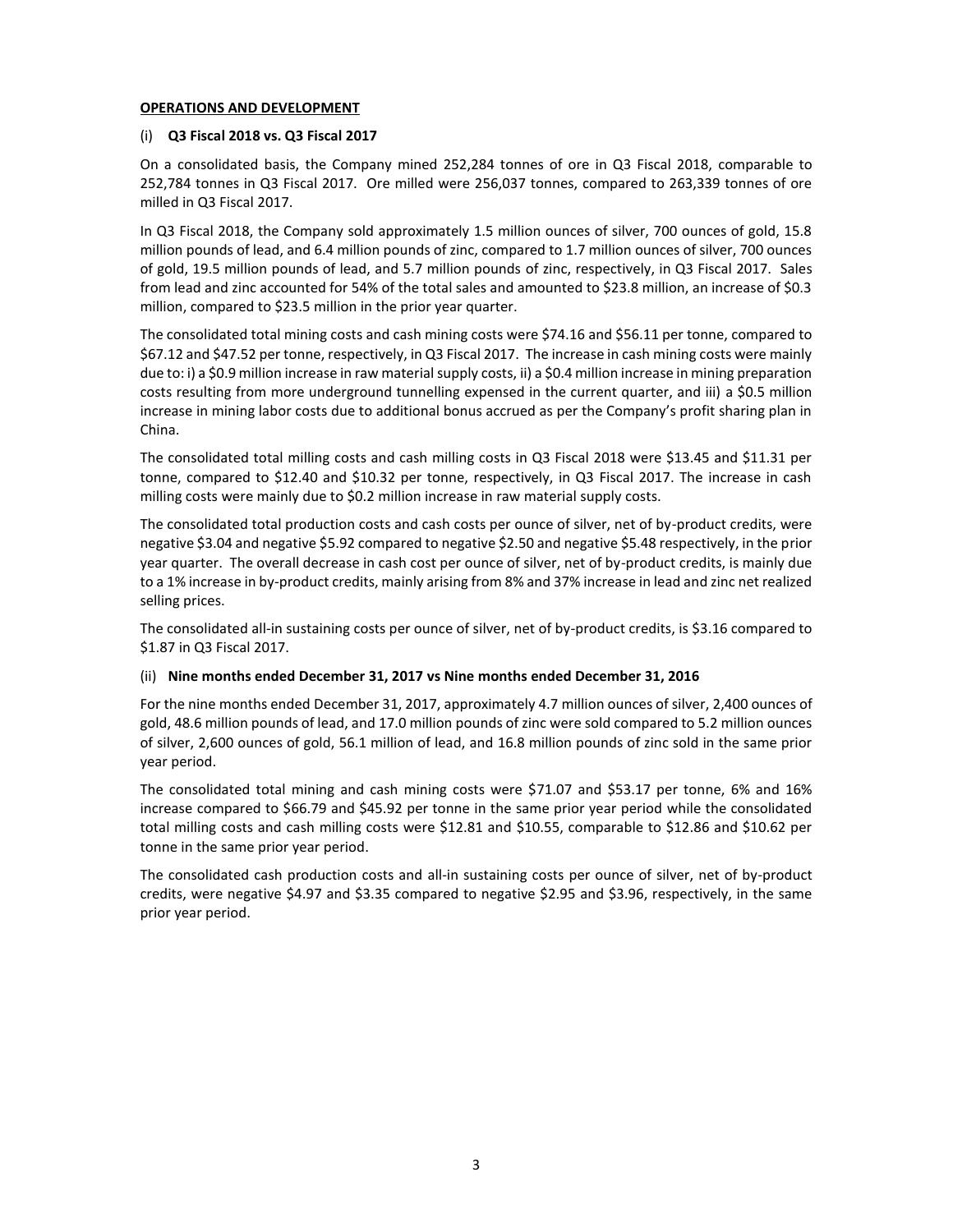## OPERATIONS AND DEVELOPMENT

### (i) **Q3 Fiscal 2018 vs. Q3 Fiscal 2017**

On a consolidated basis, the Company mined 252,284 tonnes of ore in Q3 Fiscal 2018, comparable to 252,784 tonnes in Q3 Fiscal 2017. Ore milled were 256,037 tonnes, compared to 263,339 tonnes of ore milled in Q3 Fiscal 2017.

In Q3 Fiscal 2018, the Company sold approximately 1.5 million ounces of silver, 700 ounces of gold, 15.8 million pounds of lead, and 6.4 million pounds of zinc, compared to 1.7 million ounces of silver, 700 ounces of gold, 19.5 million pounds of lead, and 5.7 million pounds of zinc, respectively, in Q3 Fiscal 2017. Sales from lead and zinc accounted for 54% of the total sales and amounted to $23.8 million, an increase of $0.3 million, compared to $23.5 million in the prior year quarter.

The consolidated total mining costs and cash mining costs were $74.16 and $56.11 per tonne, compared to $67.12 and $47.52 per tonne, respectively, in Q3 Fiscal 2017. The increase in cash mining costs were mainly due to: i) a $0.9 million increase in raw material supply costs, ii) a $0.4 million increase in mining preparation costs resulting from more underground tunnelling expensed in the current quarter, and iii) a $0.5 million increase in mining labor costs due to additional bonus accrued as per the Company's profit sharing plan in China.

The consolidated total milling costs and cash milling costs in Q3 Fiscal 2018 were $13.45 and $11.31 per tonne, compared to $12.40 and $10.32 per tonne, respectively, in Q3 Fiscal 2017. The increase in cash milling costs were mainly due to $0.2 million increase in raw material supply costs.

The consolidated total production costs and cash costs per ounce of silver, net of by-product credits, were negative $3.04 and negative $5.92 compared to negative $2.50 and negative $5.48 respectively, in the prior year quarter. The overall decrease in cash cost per ounce of silver, net of by-product credits, is mainly due to a 1% increase in by-product credits, mainly arising from 8% and 37% increase in lead and zinc net realized selling prices.

The consolidated all-in sustaining costs per ounce of silver, net of by-product credits, is $3.16 compared to $1.87 in Q3 Fiscal 2017.

### (ii) **Nine months ended December 31, 2017 vs Nine months ended December 31, 2016**

For the nine months ended December 31, 2017, approximately 4.7 million ounces of silver, 2,400 ounces of gold, 48.6 million pounds of lead, and 17.0 million pounds of zinc were sold compared to 5.2 million ounces of silver, 2,600 ounces of gold, 56.1 million of lead, and 16.8 million pounds of zinc sold in the same prior year period.

The consolidated total mining and cash mining costs were $71.07 and $53.17 per tonne, 6% and 16% increase compared to $66.79 and $45.92 per tonne in the same prior year period while the consolidated total milling costs and cash milling costs were $12.81 and $10.55, comparable to $12.86 and $10.62 per tonne in the same prior year period.

The consolidated cash production costs and all-in sustaining costs per ounce of silver, net of by-product credits, were negative $4.97 and $3.35 compared to negative $2.95 and $3.96, respectively, in the same prior year period.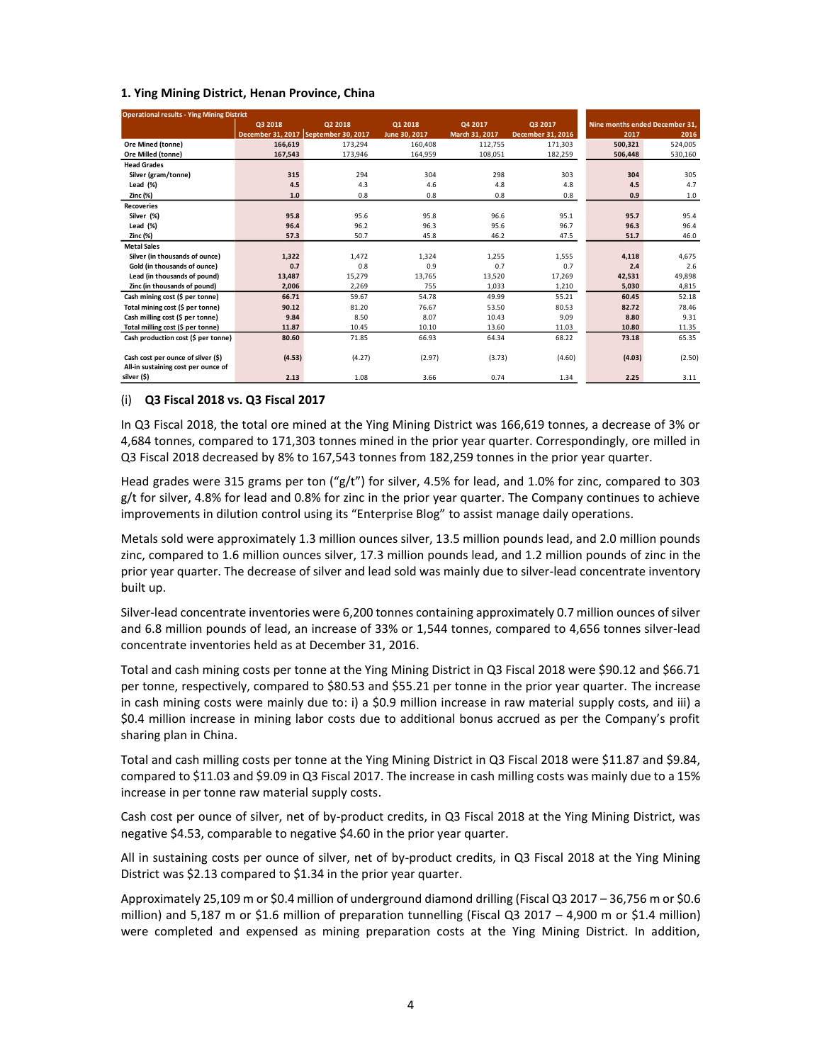## 1. Ying Mining District, Henan Province, China

| Operational results - Ying Mining District | Q3 2018 | Q2 2018 | Q1 2018 | Q4 2017 | Q3 2017 | Nine months ended December 31, | |
|---|---|---|---|---|---|---|---|
| | December 31, 2017 | September 30, 2017 | June 30, 2017 | March 31, 2017 | December 31, 2016 | 2017 | 2016 |
| Ore Mined (tonne) | 166,619 | 173,294 | 160,408 | 112,755 | 171,303 | 500,321 | 524,005 |
| Ore Milled (tonne) | 167,543 | 173,946 | 164,959 | 108,051 | 182,259 | 506,448 | 530,160 |
| **Head Grades** | | | | | | | |
| Silver (gram/tonne) | 315 | 294 | 304 | 298 | 303 | 304 | 305 |
| Lead (%) | 4.5 | 4.3 | 4.6 | 4.8 | 4.8 | 4.5 | 4.7 |
| Zinc (%) | 1.0 | 0.8 | 0.8 | 0.8 | 0.8 | 0.9 | 1.0 |
| **Recoveries** | | | | | | | |
| Silver (%) | 95.8 | 95.6 | 95.8 | 96.6 | 95.1 | 95.7 | 95.4 |
| Lead (%) | 96.4 | 96.2 | 96.3 | 95.6 | 96.7 | 96.3 | 96.4 |
| Zinc (%) | 57.3 | 50.7 | 45.8 | 46.2 | 47.5 | 51.7 | 46.0 |
| **Metal Sales** | | | | | | | |
| Silver (in thousands of ounce) | 1,322 | 1,472 | 1,324 | 1,255 | 1,555 | 4,118 | 4,675 |
| Gold (in thousands of ounce) | 0.7 | 0.8 | 0.9 | 0.7 | 0.7 | 2.4 | 2.6 |
| Lead (in thousands of pound) | 13,487 | 15,279 | 13,765 | 13,520 | 17,269 | 42,531 | 49,898 |
| Zinc (in thousands of pound) | 2,006 | 2,269 | 755 | 1,033 | 1,210 | 5,030 | 4,815 |
| Cash mining cost ($ per tonne) | 66.71 | 59.67 | 54.78 | 49.99 | 55.21 | 60.45 | 52.18 |
| Total mining cost ($ per tonne) | 90.12 | 81.20 | 76.67 | 53.50 | 80.53 | 82.72 | 78.46 |
| Cash milling cost ($ per tonne) | 9.84 | 8.50 | 8.07 | 10.43 | 9.09 | 8.80 | 9.31 |
| Total milling cost ($ per tonne) | 11.87 | 10.45 | 10.10 | 13.60 | 11.03 | 10.80 | 11.35 |
| Cash production cost ($ per tonne) | 80.60 | 71.85 | 66.93 | 64.34 | 68.22 | 73.18 | 65.35 |
| Cash cost per ounce of silver ($) | (4.53) | (4.27) | (2.97) | (3.73) | (4.60) | (4.03) | (2.50) |
| All-in sustaining cost per ounce of silver ($) | 2.13 | 1.08 | 3.66 | 0.74 | 1.34 | 2.25 | 3.11 |

### (i) Q3 Fiscal 2018 vs. Q3 Fiscal 2017

In Q3 Fiscal 2018, the total ore mined at the Ying Mining District was 166,619 tonnes, a decrease of 3% or 4,684 tonnes, compared to 171,303 tonnes mined in the prior year quarter. Correspondingly, ore milled in Q3 Fiscal 2018 decreased by 8% to 167,543 tonnes from 182,259 tonnes in the prior year quarter.

Head grades were 315 grams per ton ("g/t") for silver, 4.5% for lead, and 1.0% for zinc, compared to 303 g/t for silver, 4.8% for lead and 0.8% for zinc in the prior year quarter. The Company continues to achieve improvements in dilution control using its "Enterprise Blog" to assist manage daily operations.

Metals sold were approximately 1.3 million ounces silver, 13.5 million pounds lead, and 2.0 million pounds zinc, compared to 1.6 million ounces silver, 17.3 million pounds lead, and 1.2 million pounds of zinc in the prior year quarter. The decrease of silver and lead sold was mainly due to silver-lead concentrate inventory built up.

Silver-lead concentrate inventories were 6,200 tonnes containing approximately 0.7 million ounces of silver and 6.8 million pounds of lead, an increase of 33% or 1,544 tonnes, compared to 4,656 tonnes silver-lead concentrate inventories held as at December 31, 2016.

Total and cash mining costs per tonne at the Ying Mining District in Q3 Fiscal 2018 were $90.12 and $66.71 per tonne, respectively, compared to $80.53 and $55.21 per tonne in the prior year quarter. The increase in cash mining costs were mainly due to: i) a $0.9 million increase in raw material supply costs, and iii) a $0.4 million increase in mining labor costs due to additional bonus accrued as per the Company's profit sharing plan in China.

Total and cash milling costs per tonne at the Ying Mining District in Q3 Fiscal 2018 were $11.87 and $9.84, compared to $11.03 and $9.09 in Q3 Fiscal 2017. The increase in cash milling costs was mainly due to a 15% increase in per tonne raw material supply costs.

Cash cost per ounce of silver, net of by-product credits, in Q3 Fiscal 2018 at the Ying Mining District, was negative $4.53, comparable to negative $4.60 in the prior year quarter.

All in sustaining costs per ounce of silver, net of by-product credits, in Q3 Fiscal 2018 at the Ying Mining District was $2.13 compared to $1.34 in the prior year quarter.

Approximately 25,109 m or $0.4 million of underground diamond drilling (Fiscal Q3 2017 – 36,756 m or $0.6 million) and 5,187 m or $1.6 million of preparation tunnelling (Fiscal Q3 2017 – 4,900 m or $1.4 million) were completed and expensed as mining preparation costs at the Ying Mining District. In addition,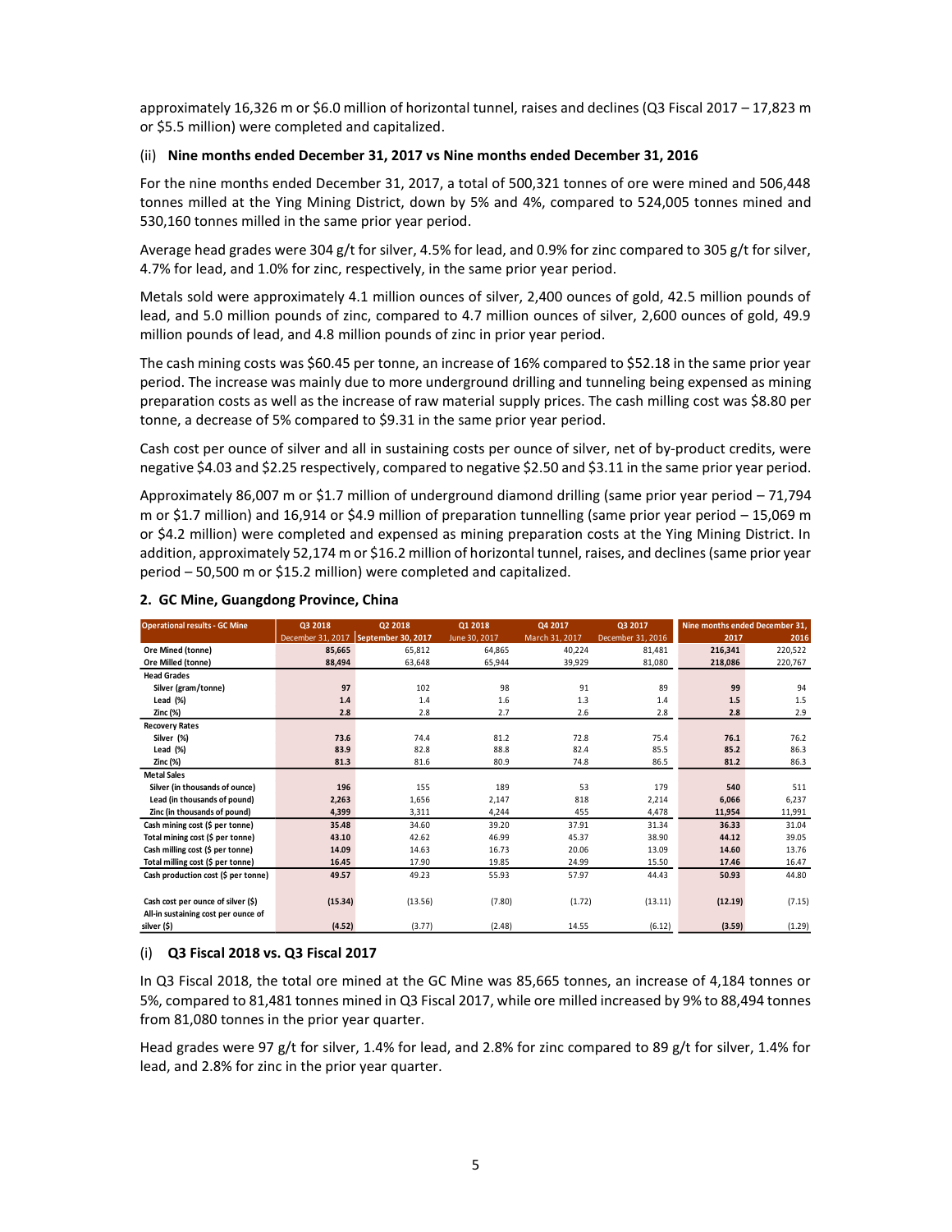approximately 16,326 m or $6.0 million of horizontal tunnel, raises and declines (Q3 Fiscal 2017 – 17,823 m or $5.5 million) were completed and capitalized.

(ii) **Nine months ended December 31, 2017 vs Nine months ended December 31, 2016**

For the nine months ended December 31, 2017, a total of 500,321 tonnes of ore were mined and 506,448 tonnes milled at the Ying Mining District, down by 5% and 4%, compared to 524,005 tonnes mined and 530,160 tonnes milled in the same prior year period.

Average head grades were 304 g/t for silver, 4.5% for lead, and 0.9% for zinc compared to 305 g/t for silver, 4.7% for lead, and 1.0% for zinc, respectively, in the same prior year period.

Metals sold were approximately 4.1 million ounces of silver, 2,400 ounces of gold, 42.5 million pounds of lead, and 5.0 million pounds of zinc, compared to 4.7 million ounces of silver, 2,600 ounces of gold, 49.9 million pounds of lead, and 4.8 million pounds of zinc in prior year period.

The cash mining costs was $60.45 per tonne, an increase of 16% compared to $52.18 in the same prior year period. The increase was mainly due to more underground drilling and tunneling being expensed as mining preparation costs as well as the increase of raw material supply prices. The cash milling cost was $8.80 per tonne, a decrease of 5% compared to $9.31 in the same prior year period.

Cash cost per ounce of silver and all in sustaining costs per ounce of silver, net of by-product credits, were negative $4.03 and $2.25 respectively, compared to negative $2.50 and $3.11 in the same prior year period.

Approximately 86,007 m or $1.7 million of underground diamond drilling (same prior year period – 71,794 m or $1.7 million) and 16,914 or $4.9 million of preparation tunnelling (same prior year period – 15,069 m or $4.2 million) were completed and expensed as mining preparation costs at the Ying Mining District. In addition, approximately 52,174 m or $16.2 million of horizontal tunnel, raises, and declines (same prior year period – 50,500 m or $15.2 million) were completed and capitalized.

## 2. GC Mine, Guangdong Province, China

| Operational results - GC Mine | Q3 2018 | Q2 2018 | Q1 2018 | Q4 2017 | Q3 2017 | Nine months ended December 31, | |
|---|---|---|---|---|---|---|---|
| | December 31, 2017 | September 30, 2017 | June 30, 2017 | March 31, 2017 | December 31, 2016 | 2017 | 2016 |
| **Ore Mined (tonne)** | **85,665** | 65,812 | 64,865 | 40,224 | 81,481 | **216,341** | 220,522 |
| **Ore Milled (tonne)** | **88,494** | 63,648 | 65,944 | 39,929 | 81,080 | **218,086** | 220,767 |
| **Head Grades** | | | | | | | |
| Silver (gram/tonne) | **97** | 102 | 98 | 91 | 89 | **99** | 94 |
| Lead (%) | **1.4** | 1.4 | 1.6 | 1.3 | 1.4 | **1.5** | 1.5 |
| Zinc (%) | **2.8** | 2.8 | 2.7 | 2.6 | 2.8 | **2.8** | 2.9 |
| **Recovery Rates** | | | | | | | |
| Silver (%) | **73.6** | 74.4 | 81.2 | 72.8 | 75.4 | **76.1** | 76.2 |
| Lead (%) | **83.9** | 82.8 | 88.8 | 82.4 | 85.5 | **85.2** | 86.3 |
| Zinc (%) | **81.3** | 81.6 | 80.9 | 74.8 | 86.5 | **81.2** | 86.3 |
| **Metal Sales** | | | | | | | |
| Silver (in thousands of ounce) | **196** | 155 | 189 | 53 | 179 | **540** | 511 |
| Lead (in thousands of pound) | **2,263** | 1,656 | 2,147 | 818 | 2,214 | **6,066** | 6,237 |
| Zinc (in thousands of pound) | **4,399** | 3,311 | 4,244 | 455 | 4,478 | **11,954** | 11,991 |
| Cash mining cost ($ per tonne) | **35.48** | 34.60 | 39.20 | 37.91 | 31.34 | **36.33** | 31.04 |
| Total mining cost ($ per tonne) | **43.10** | 42.62 | 46.99 | 45.37 | 38.90 | **44.12** | 39.05 |
| Cash milling cost ($ per tonne) | **14.09** | 14.63 | 16.73 | 20.06 | 13.09 | **14.60** | 13.76 |
| Total milling cost ($ per tonne) | **16.45** | 17.90 | 19.85 | 24.99 | 15.50 | **17.46** | 16.47 |
| Cash production cost ($ per tonne) | **49.57** | 49.23 | 55.93 | 57.97 | 44.43 | **50.93** | 44.80 |
| Cash cost per ounce of silver ($) | **(15.34)** | (13.56) | (7.80) | (1.72) | (13.11) | **(12.19)** | (7.15) |
| All-in sustaining cost per ounce of silver ($) | **(4.52)** | (3.77) | (2.48) | 14.55 | (6.12) | **(3.59)** | (1.29) |

(i) **Q3 Fiscal 2018 vs. Q3 Fiscal 2017**

In Q3 Fiscal 2018, the total ore mined at the GC Mine was 85,665 tonnes, an increase of 4,184 tonnes or 5%, compared to 81,481 tonnes mined in Q3 Fiscal 2017, while ore milled increased by 9% to 88,494 tonnes from 81,080 tonnes in the prior year quarter.

Head grades were 97 g/t for silver, 1.4% for lead, and 2.8% for zinc compared to 89 g/t for silver, 1.4% for lead, and 2.8% for zinc in the prior year quarter.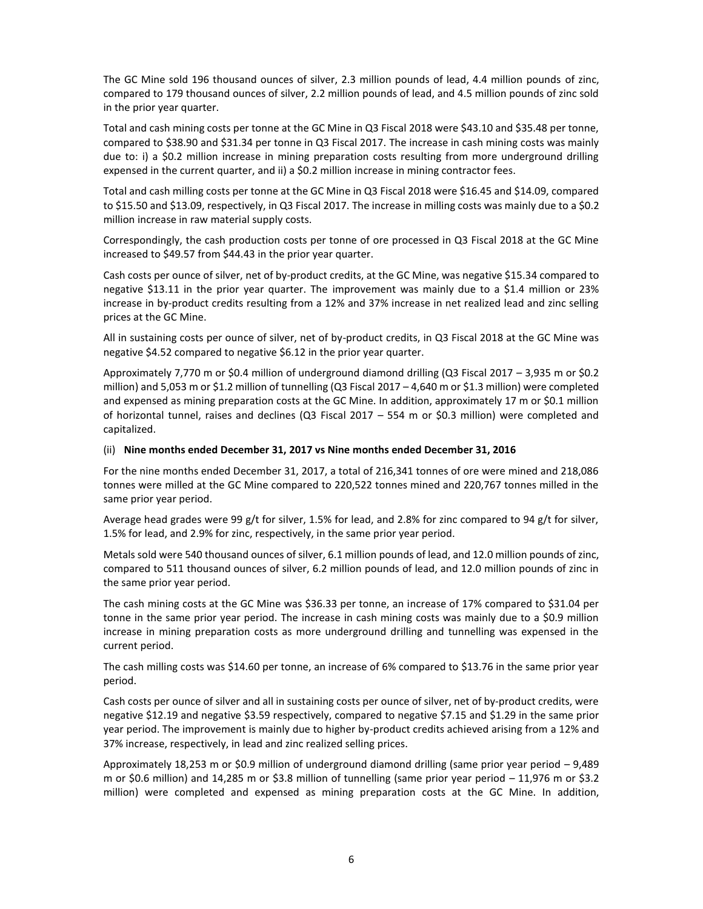The GC Mine sold 196 thousand ounces of silver, 2.3 million pounds of lead, 4.4 million pounds of zinc, compared to 179 thousand ounces of silver, 2.2 million pounds of lead, and 4.5 million pounds of zinc sold in the prior year quarter.

Total and cash mining costs per tonne at the GC Mine in Q3 Fiscal 2018 were $43.10 and $35.48 per tonne, compared to $38.90 and $31.34 per tonne in Q3 Fiscal 2017. The increase in cash mining costs was mainly due to: i) a $0.2 million increase in mining preparation costs resulting from more underground drilling expensed in the current quarter, and ii) a $0.2 million increase in mining contractor fees.

Total and cash milling costs per tonne at the GC Mine in Q3 Fiscal 2018 were $16.45 and $14.09, compared to $15.50 and 13.09, respectively, in Q3 Fiscal 2017. The increase in milling costs was mainly due to a $0.2 million increase in raw material supply costs.

Correspondingly, the cash production costs per tonne of ore processed in Q3 Fiscal 2018 at the GC Mine increased to $49.57 from $44.43 in the prior year quarter.

Cash costs per ounce of silver, net of by-product credits, at the GC Mine, was negative $15.34 compared to negative $13.11 in the prior year quarter. The improvement was mainly due to a $1.4 million or 23% increase in by-product credits resulting from a 12% and 37% increase in net realized lead and zinc selling prices at the GC Mine.

All in sustaining costs per ounce of silver, net of by-product credits, in Q3 Fiscal 2018 at the GC Mine was negative $4.52 compared to negative $6.12 in the prior year quarter.

Approximately 7,770 m or $0.4 million of underground diamond drilling (Q3 Fiscal 2017 – 3,935 m or $0.2 million) and 5,053 m or $1.2 million of tunnelling (Q3 Fiscal 2017 – 4,640 m or $1.3 million) were completed and expensed as mining preparation costs at the GC Mine. In addition, approximately 17 m or $0.1 million of horizontal tunnel, raises and declines (Q3 Fiscal 2017 – 554 m or $0.3 million) were completed and capitalized.

(ii) **Nine months ended December 31, 2017 vs Nine months ended December 31, 2016**

For the nine months ended December 31, 2017, a total of 216,341 tonnes of ore were mined and 218,086 tonnes were milled at the GC Mine compared to 220,522 tonnes mined and 220,767 tonnes milled in the same prior year period.

Average head grades were 99 g/t for silver, 1.5% for lead, and 2.8% for zinc compared to 94 g/t for silver, 1.5% for lead, and 2.9% for zinc, respectively, in the same prior year period.

Metals sold were 540 thousand ounces of silver, 6.1 million pounds of lead, and 12.0 million pounds of zinc, compared to 511 thousand ounces of silver, 6.2 million pounds of lead, and 12.0 million pounds of zinc in the same prior year period.

The cash mining costs at the GC Mine was $36.33 per tonne, an increase of 17% compared to $31.04 per tonne in the same prior year period. The increase in cash mining costs was mainly due to a $0.9 million increase in mining preparation costs as more underground drilling and tunnelling was expensed in the current period.

The cash milling costs was $14.60 per tonne, an increase of 6% compared to $13.76 in the same prior year period.

Cash costs per ounce of silver and all in sustaining costs per ounce of silver, net of by-product credits, were negative $12.19 and negative $3.59 respectively, compared to negative $7.15 and $1.29 in the same prior year period. The improvement is mainly due to higher by-product credits achieved arising from a 12% and 37% increase, respectively, in lead and zinc realized selling prices.

Approximately 18,253 m or $0.9 million of underground diamond drilling (same prior year period – 9,489 m or $0.6 million) and 14,285 m or $3.8 million of tunnelling (same prior year period – 11,976 m or $3.2 million) were completed and expensed as mining preparation costs at the GC Mine. In addition,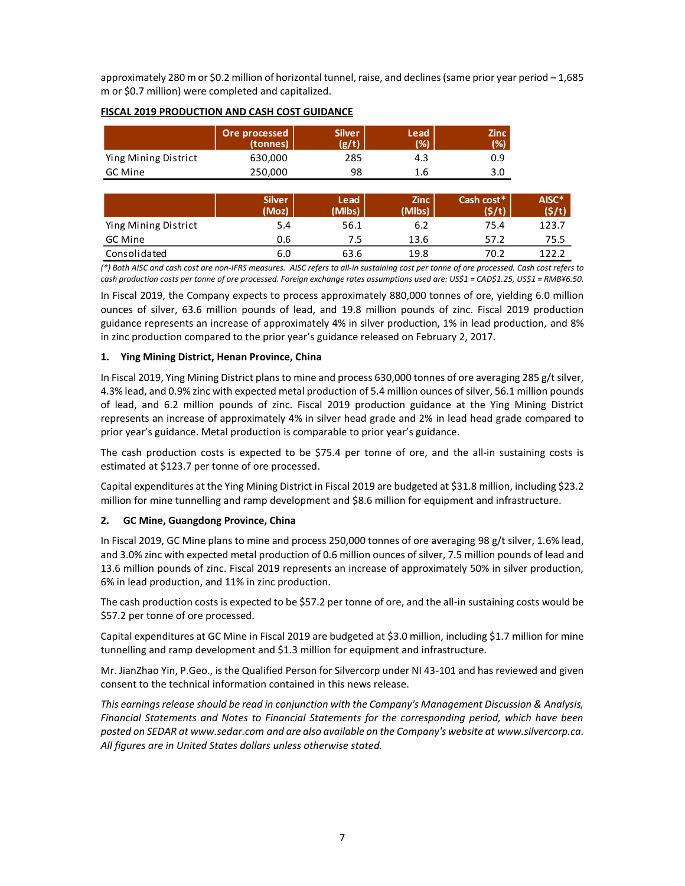approximately 280 m or $0.2 million of horizontal tunnel, raise, and declines (same prior year period – 1,685 m or $0.7 million) were completed and capitalized.

**FISCAL 2019 PRODUCTION AND CASH COST GUIDANCE**

| | Ore processed (tonnes) | Silver (g/t) | Lead (%) | Zinc (%) |
|---|---|---|---|---|
| Ying Mining District | 630,000 | 285 | 4.3 | 0.9 |
| GC Mine | 250,000 | 98 | 1.6 | 3.0 |

| | Silver (Moz) | Lead (Mlbs) | Zinc (Mlbs) | Cash cost* ($/t) | AISC* ($/t) |
|---|---|---|---|---|---|
| Ying Mining District | 5.4 | 56.1 | 6.2 | 75.4 | 123.7 |
| GC Mine | 0.6 | 7.5 | 13.6 | 57.2 | 75.5 |
| Consolidated | 6.0 | 63.6 | 19.8 | 70.2 | 122.2 |

*(*) Both AISC and cash cost are non-IFRS measures. AISC refers to all-in sustaining cost per tonne of ore processed. Cash cost refers to cash production costs per tonne of ore processed. Foreign exchange rates assumptions used are: US$1 = CAD$1.25, US$1 = RMB¥6.50.*

In Fiscal 2019, the Company expects to process approximately 880,000 tonnes of ore, yielding 6.0 million ounces of silver, 63.6 million pounds of lead, and 19.8 million pounds of zinc. Fiscal 2019 production guidance represents an increase of approximately 4% in silver production, 1% in lead production, and 8% in zinc production compared to the prior year's guidance released on February 2, 2017.

**1. Ying Mining District, Henan Province, China**

In Fiscal 2019, Ying Mining District plans to mine and process 630,000 tonnes of ore averaging 285 g/t silver, 4.3% lead, and 0.9% zinc with expected metal production of 5.4 million ounces of silver, 56.1 million pounds of lead, and 6.2 million pounds of zinc. Fiscal 2019 production guidance at the Ying Mining District represents an increase of approximately 4% in silver head grade and 2% in lead head grade compared to prior year's guidance. Metal production is comparable to prior year's guidance.

The cash production costs is expected to be $75.4 per tonne of ore, and the all-in sustaining costs is estimated at $123.7 per tonne of ore processed.

Capital expenditures at the Ying Mining District in Fiscal 2019 are budgeted at $31.8 million, including $23.2 million for mine tunnelling and ramp development and $8.6 million for equipment and infrastructure.

**2. GC Mine, Guangdong Province, China**

In Fiscal 2019, GC Mine plans to mine and process 250,000 tonnes of ore averaging 98 g/t silver, 1.6% lead, and 3.0% zinc with expected metal production of 0.6 million ounces of silver, 7.5 million pounds of lead and 13.6 million pounds of zinc. Fiscal 2019 represents an increase of approximately 50% in silver production, 6% in lead production, and 11% in zinc production.

The cash production costs is expected to be $57.2 per tonne of ore, and the all-in sustaining costs would be $57.2 per tonne of ore processed.

Capital expenditures at GC Mine in Fiscal 2019 are budgeted at $3.0 million, including $1.7 million for mine tunnelling and ramp development and $1.3 million for equipment and infrastructure.

Mr. JianZhao Yin, P.Geo., is the Qualified Person for Silvercorp under NI 43-101 and has reviewed and given consent to the technical information contained in this news release.

*This earnings release should be read in conjunction with the Company's Management Discussion & Analysis, Financial Statements and Notes to Financial Statements for the corresponding period, which have been posted on SEDAR at www.sedar.com and are also available on the Company's website at www.silvercorp.ca. All figures are in United States dollars unless otherwise stated.*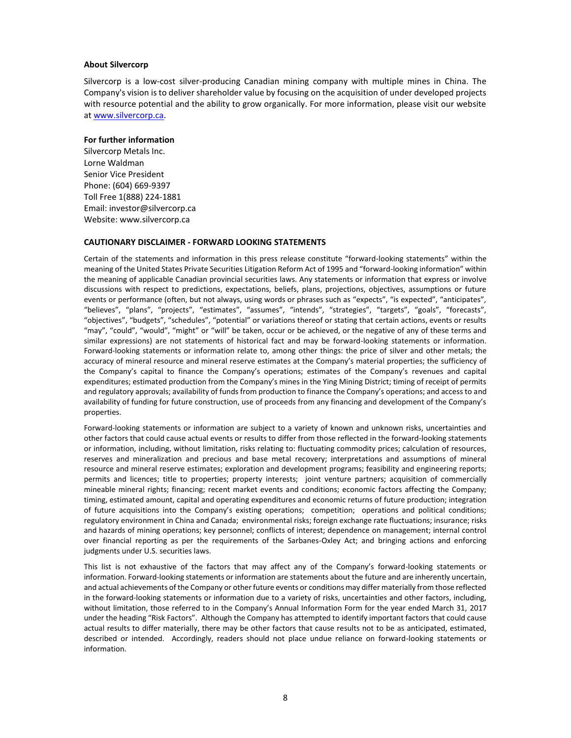**About Silvercorp**

Silvercorp is a low-cost silver-producing Canadian mining company with multiple mines in China. The Company's vision is to deliver shareholder value by focusing on the acquisition of under developed projects with resource potential and the ability to grow organically. For more information, please visit our website at [www.silvercorp.ca](www.silvercorp.ca).

**For further information**

Silvercorp Metals Inc.
Lorne Waldman
Senior Vice President
Phone: (604) 669-9397
Toll Free 1(888) 224-1881
Email: investor@silvercorp.ca
Website: www.silvercorp.ca

**CAUTIONARY DISCLAIMER - FORWARD LOOKING STATEMENTS**

Certain of the statements and information in this press release constitute "forward-looking statements" within the meaning of the United States Private Securities Litigation Reform Act of 1995 and "forward-looking information" within the meaning of applicable Canadian provincial securities laws. Any statements or information that express or involve discussions with respect to predictions, expectations, beliefs, plans, projections, objectives, assumptions or future events or performance (often, but not always, using words or phrases such as "expects", "is expected", "anticipates", "believes", "plans", "projects", "estimates", "assumes", "intends", "strategies", "targets", "goals", "forecasts", "objectives", "budgets", "schedules", "potential" or variations thereof or stating that certain actions, events or results "may", "could", "would", "might" or "will" be taken, occur or be achieved, or the negative of any of these terms and similar expressions) are not statements of historical fact and may be forward-looking statements or information. Forward-looking statements or information relate to, among other things: the price of silver and other metals; the accuracy of mineral resource and mineral reserve estimates at the Company's material properties; the sufficiency of the Company's capital to finance the Company's operations; estimates of the Company's revenues and capital expenditures; estimated production from the Company's mines in the Ying Mining District; timing of receipt of permits and regulatory approvals; availability of funds from production to finance the Company's operations; and access to and availability of funding for future construction, use of proceeds from any financing and development of the Company's properties.

Forward-looking statements or information are subject to a variety of known and unknown risks, uncertainties and other factors that could cause actual events or results to differ from those reflected in the forward-looking statements or information, including, without limitation, risks relating to: fluctuating commodity prices; calculation of resources, reserves and mineralization and precious and base metal recovery; interpretations and assumptions of mineral resource and mineral reserve estimates; exploration and development programs; feasibility and engineering reports; permits and licences; title to properties; property interests; joint venture partners; acquisition of commercially mineable mineral rights; financing; recent market events and conditions; economic factors affecting the Company; timing, estimated amount, capital and operating expenditures and economic returns of future production; integration of future acquisitions into the Company's existing operations; competition; operations and political conditions; regulatory environment in China and Canada; environmental risks; foreign exchange rate fluctuations; insurance; risks and hazards of mining operations; key personnel; conflicts of interest; dependence on management; internal control over financial reporting as per the requirements of the Sarbanes-Oxley Act; and bringing actions and enforcing judgments under U.S. securities laws.

This list is not exhaustive of the factors that may affect any of the Company's forward-looking statements or information. Forward-looking statements or information are statements about the future and are inherently uncertain, and actual achievements of the Company or other future events or conditions may differ materially from those reflected in the forward-looking statements or information due to a variety of risks, uncertainties and other factors, including, without limitation, those referred to in the Company's Annual Information Form for the year ended March 31, 2017 under the heading "Risk Factors". Although the Company has attempted to identify important factors that could cause actual results to differ materially, there may be other factors that cause results not to be as anticipated, estimated, described or intended. Accordingly, readers should not place undue reliance on forward-looking statements or information.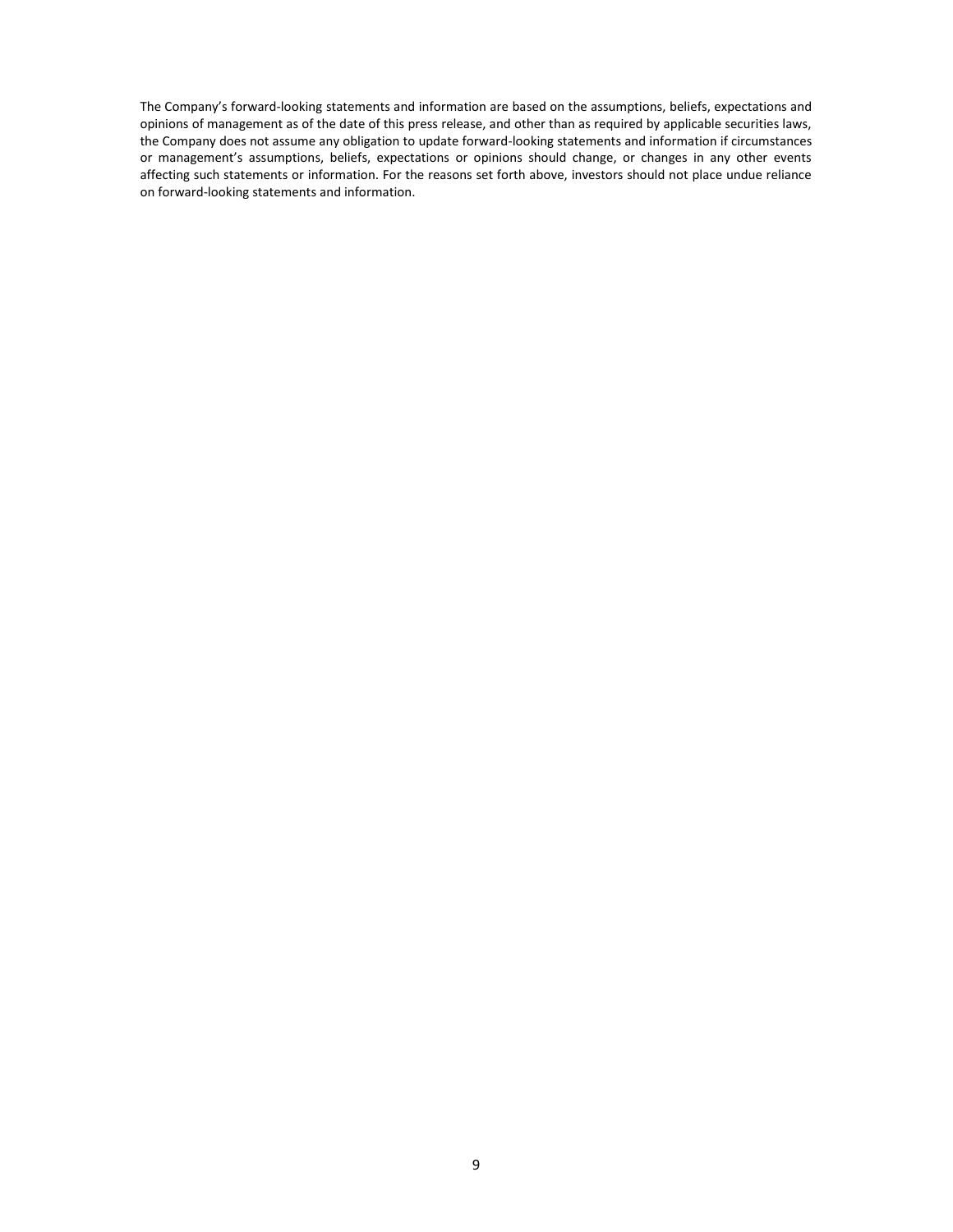The Company's forward-looking statements and information are based on the assumptions, beliefs, expectations and opinions of management as of the date of this press release, and other than as required by applicable securities laws, the Company does not assume any obligation to update forward-looking statements and information if circumstances or management's assumptions, beliefs, expectations or opinions should change, or changes in any other events affecting such statements or information. For the reasons set forth above, investors should not place undue reliance on forward-looking statements and information.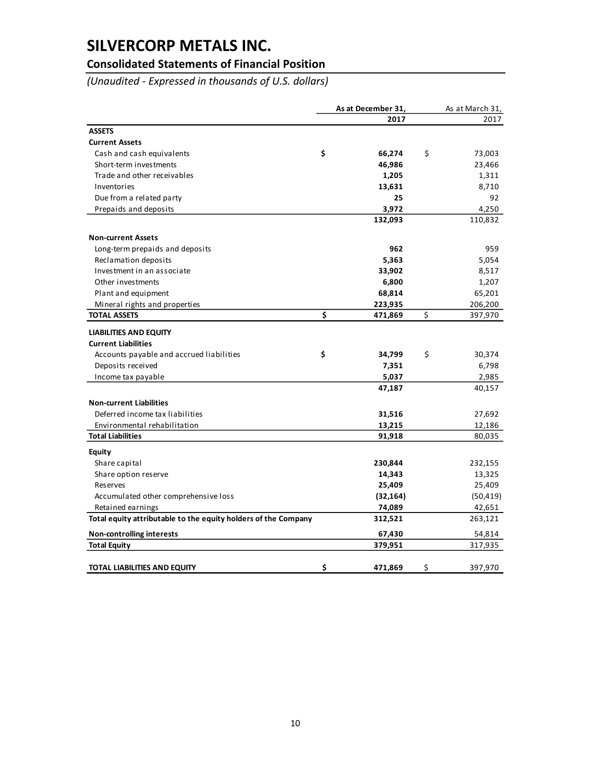# SILVERCORP METALS INC.

## Consolidated Statements of Financial Position

*(Unaudited - Expressed in thousands of U.S. dollars)*

| | As at December 31, 2017 | As at March 31, 2017 |
|---|---|---|
| **ASSETS** | | |
| **Current Assets** | | |
| Cash and cash equivalents | $ 66,274 | $ 73,003 |
| Short-term investments | 46,986 | 23,466 |
| Trade and other receivables | 1,205 | 1,311 |
| Inventories | 13,631 | 8,710 |
| Due from a related party | 25 | 92 |
| Prepaids and deposits | 3,972 | 4,250 |
| | 132,093 | 110,832 |
| **Non-current Assets** | | |
| Long-term prepaids and deposits | 962 | 959 |
| Reclamation deposits | 5,363 | 5,054 |
| Investment in an associate | 33,902 | 8,517 |
| Other investments | 6,800 | 1,207 |
| Plant and equipment | 68,814 | 65,201 |
| Mineral rights and properties | 223,935 | 206,200 |
| **TOTAL ASSETS** | $ 471,869 | $ 397,970 |
| **LIABILITIES AND EQUITY** | | |
| **Current Liabilities** | | |
| Accounts payable and accrued liabilities | $ 34,799 | $ 30,374 |
| Deposits received | 7,351 | 6,798 |
| Income tax payable | 5,037 | 2,985 |
| | 47,187 | 40,157 |
| **Non-current Liabilities** | | |
| Deferred income tax liabilities | 31,516 | 27,692 |
| Environmental rehabilitation | 13,215 | 12,186 |
| **Total Liabilities** | 91,918 | 80,035 |
| **Equity** | | |
| Share capital | 230,844 | 232,155 |
| Share option reserve | 14,343 | 13,325 |
| Reserves | 25,409 | 25,409 |
| Accumulated other comprehensive loss | (32,164) | (50,419) |
| Retained earnings | 74,089 | 42,651 |
| **Total equity attributable to the equity holders of the Company** | 312,521 | 263,121 |
| **Non-controlling interests** | 67,430 | 54,814 |
| **Total Equity** | 379,951 | 317,935 |
| **TOTAL LIABILITIES AND EQUITY** | $ 471,869 | $ 397,970 |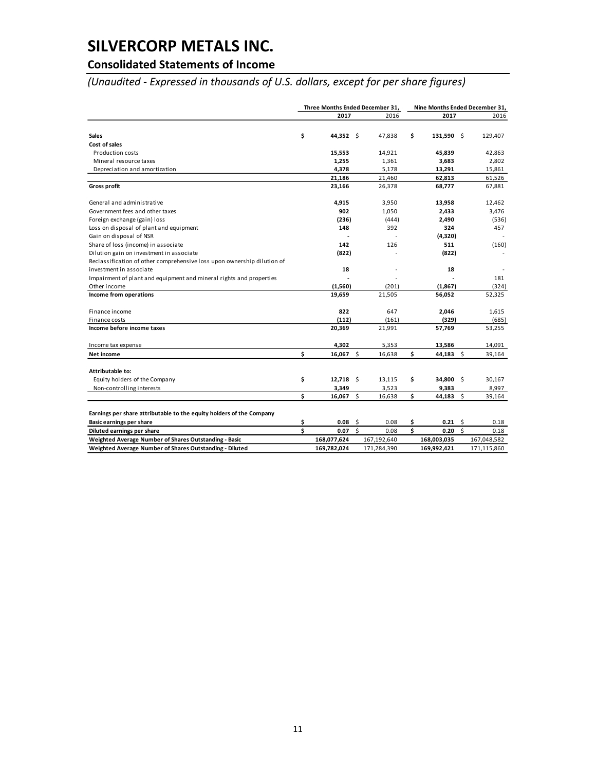# SILVERCORP METALS INC.

## Consolidated Statements of Income

*(Unaudited - Expressed in thousands of U.S. dollars, except for per share figures)*

| | Three Months Ended December 31, | | Nine Months Ended December 31, | |
|---|---|---|---|---|
| | **2017** | 2016 | **2017** | 2016 |
| **Sales** | **$ 44,352** | $ 47,838 | **$ 131,590** | $ 129,407 |
| **Cost of sales** | | | | |
| Production costs | **15,553** | 14,921 | **45,839** | 42,863 |
| Mineral resource taxes | **1,255** | 1,361 | **3,683** | 2,802 |
| Depreciation and amortization | **4,378** | 5,178 | **13,291** | 15,861 |
| | **21,186** | 21,460 | **62,813** | 61,526 |
| **Gross profit** | **23,166** | 26,378 | **68,777** | 67,881 |
| General and administrative | **4,915** | 3,950 | **13,958** | 12,462 |
| Government fees and other taxes | **902** | 1,050 | **2,433** | 3,476 |
| Foreign exchange (gain) loss | **(236)** | (444) | **2,490** | (536) |
| Loss on disposal of plant and equipment | **148** | 392 | **324** | 457 |
| Gain on disposal of NSR | **-** | - | **(4,320)** | - |
| Share of loss (income) in associate | **142** | 126 | **511** | (160) |
| Dilution gain on investment in associate | **(822)** | - | **(822)** | - |
| Reclassification of other comprehensive loss upon ownership dilution of investment in associate | **18** | - | **18** | - |
| Impairment of plant and equipment and mineral rights and properties | **-** | - | **-** | 181 |
| Other income | **(1,560)** | (201) | **(1,867)** | (324) |
| **Income from operations** | **19,659** | 21,505 | **56,052** | 52,325 |
| Finance income | **822** | 647 | **2,046** | 1,615 |
| Finance costs | **(112)** | (161) | **(329)** | (685) |
| **Income before income taxes** | **20,369** | 21,991 | **57,769** | 53,255 |
| Income tax expense | **4,302** | 5,353 | **13,586** | 14,091 |
| **Net income** | **$ 16,067** | $ 16,638 | **$ 44,183** | $ 39,164 |
| **Attributable to:** | | | | |
| Equity holders of the Company | **$ 12,718** | $ 13,115 | **$ 34,800** | $ 30,167 |
| Non-controlling interests | **3,349** | 3,523 | **9,383** | 8,997 |
| | **$ 16,067** | $ 16,638 | **$ 44,183** | $ 39,164 |
| **Earnings per share attributable to the equity holders of the Company** | | | | |
| **Basic earnings per share** | **$ 0.08** | $ 0.08 | **$ 0.21** | $ 0.18 |
| **Diluted earnings per share** | **$ 0.07** | $ 0.08 | **$ 0.20** | $ 0.18 |
| **Weighted Average Number of Shares Outstanding - Basic** | **168,077,624** | 167,192,640 | **168,003,035** | 167,048,582 |
| **Weighted Average Number of Shares Outstanding - Diluted** | **169,782,024** | 171,284,390 | **169,992,421** | 171,115,860 |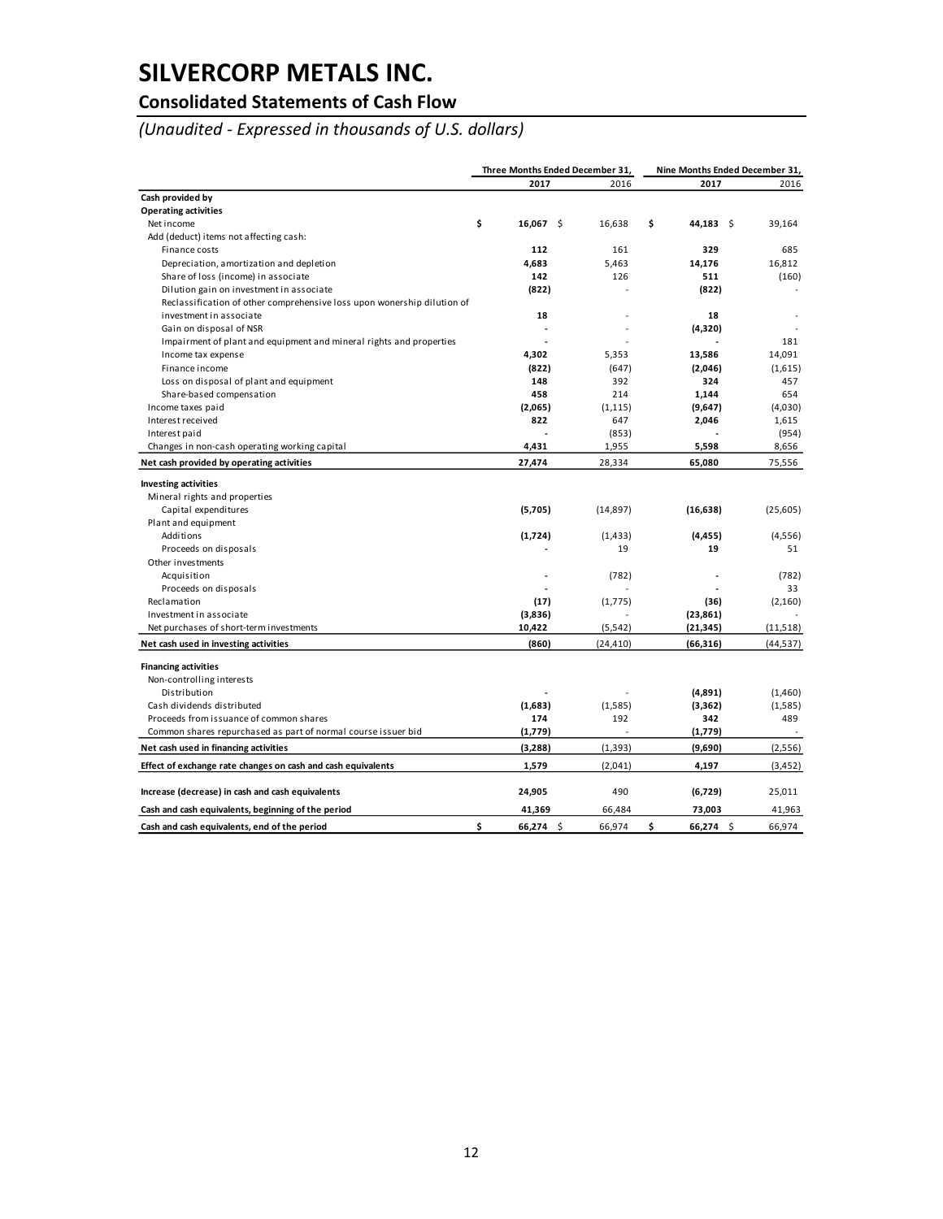# SILVERCORP METALS INC.

## Consolidated Statements of Cash Flow

*(Unaudited - Expressed in thousands of U.S. dollars)*

| | Three Months Ended December 31, | | Nine Months Ended December 31, | |
|---|---|---|---|---|
| | **2017** | 2016 | **2017** | 2016 |
| **Cash provided by** | | | | |
| **Operating activities** | | | | |
| Net income | **$ 16,067** | $ 16,638 | **$ 44,183** | $ 39,164 |
| Add (deduct) items not affecting cash: | | | | |
| Finance costs | **112** | 161 | **329** | 685 |
| Depreciation, amortization and depletion | **4,683** | 5,463 | **14,176** | 16,812 |
| Share of loss (income) in associate | **142** | 126 | **511** | (160) |
| Dilution gain on investment in associate | **(822)** | - | **(822)** | - |
| Reclassification of other comprehensive loss upon wonership dilution of investment in associate | **18** | - | **18** | - |
| Gain on disposal of NSR | **-** | - | **(4,320)** | - |
| Impairment of plant and equipment and mineral rights and properties | **-** | - | **-** | 181 |
| Income tax expense | **4,302** | 5,353 | **13,586** | 14,091 |
| Finance income | **(822)** | (647) | **(2,046)** | (1,615) |
| Loss on disposal of plant and equipment | **148** | 392 | **324** | 457 |
| Share-based compensation | **458** | 214 | **1,144** | 654 |
| Income taxes paid | **(2,065)** | (1,115) | **(9,647)** | (4,030) |
| Interest received | **822** | 647 | **2,046** | 1,615 |
| Interest paid | **-** | (853) | **-** | (954) |
| Changes in non-cash operating working capital | **4,431** | 1,955 | **5,598** | 8,656 |
| **Net cash provided by operating activities** | **27,474** | 28,334 | **65,080** | 75,556 |
| **Investing activities** | | | | |
| Mineral rights and properties | | | | |
| Capital expenditures | **(5,705)** | (14,897) | **(16,638)** | (25,605) |
| Plant and equipment | | | | |
| Additions | **(1,724)** | (1,433) | **(4,455)** | (4,556) |
| Proceeds on disposals | **-** | 19 | **19** | 51 |
| Other investments | | | | |
| Acquisition | **-** | (782) | **-** | (782) |
| Proceeds on disposals | **-** | - | **-** | 33 |
| Reclamation | **(17)** | (1,775) | **(36)** | (2,160) |
| Investment in associate | **(3,836)** | - | **(23,861)** | - |
| Net purchases of short-term investments | **10,422** | (5,542) | **(21,345)** | (11,518) |
| **Net cash used in investing activities** | **(860)** | (24,410) | **(66,316)** | (44,537) |
| **Financing activities** | | | | |
| Non-controlling interests | | | | |
| Distribution | **-** | - | **(4,891)** | (1,460) |
| Cash dividends distributed | **(1,683)** | (1,585) | **(3,362)** | (1,585) |
| Proceeds from issuance of common shares | **174** | 192 | **342** | 489 |
| Common shares repurchased as part of normal course issuer bid | **(1,779)** | - | **(1,779)** | - |
| **Net cash used in financing activities** | **(3,288)** | (1,393) | **(9,690)** | (2,556) |
| **Effect of exchange rate changes on cash and cash equivalents** | **1,579** | (2,041) | **4,197** | (3,452) |
| **Increase (decrease) in cash and cash equivalents** | **24,905** | 490 | **(6,729)** | 25,011 |
| **Cash and cash equivalents, beginning of the period** | **41,369** | 66,484 | **73,003** | 41,963 |
| **Cash and cash equivalents, end of the period** | **$ 66,274** | $ 66,974 | **$ 66,274** | $ 66,974 |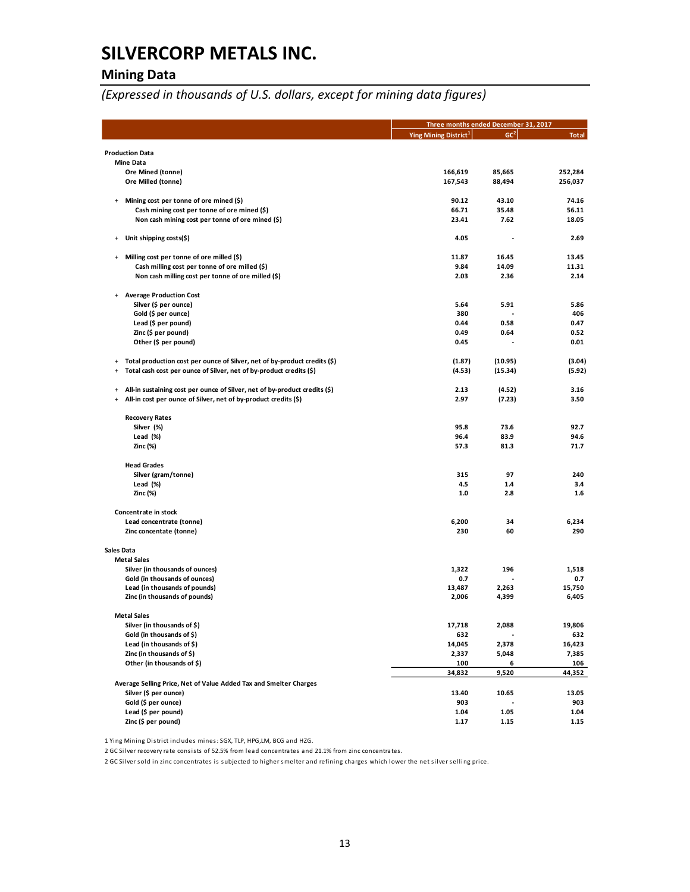# SILVERCORP METALS INC.

## Mining Data

*(Expressed in thousands of U.S. dollars, except for mining data figures)*

| | Three months ended December 31, 2017 | | |
|---|---|---|---|
| | Ying Mining District[1] | GC[2] | Total |
| **Production Data** | | | |
| **Mine Data** | | | |
| Ore Mined (tonne) | 166,619 | 85,665 | 252,284 |
| Ore Milled (tonne) | 167,543 | 88,494 | 256,037 |
| + Mining cost per tonne of ore mined ($) | 90.12 | 43.10 | 74.16 |
| Cash mining cost per tonne of ore mined ($) | 66.71 | 35.48 | 56.11 |
| Non cash mining cost per tonne of ore mined ($) | 23.41 | 7.62 | 18.05 |
| + Unit shipping costs($) | 4.05 | - | 2.69 |
| + Milling cost per tonne of ore milled ($) | 11.87 | 16.45 | 13.45 |
| Cash milling cost per tonne of ore milled ($) | 9.84 | 14.09 | 11.31 |
| Non cash milling cost per tonne of ore milled ($) | 2.03 | 2.36 | 2.14 |
| + Average Production Cost | | | |
| Silver ($ per ounce) | 5.64 | 5.91 | 5.86 |
| Gold ($ per ounce) | 380 | - | 406 |
| Lead ($ per pound) | 0.44 | 0.58 | 0.47 |
| Zinc ($ per pound) | 0.49 | 0.64 | 0.52 |
| Other ($ per pound) | 0.45 | - | 0.01 |
| + Total production cost per ounce of Silver, net of by-product credits ($) | (1.87) | (10.95) | (3.04) |
| + Total cash cost per ounce of Silver, net of by-product credits ($) | (4.53) | (15.34) | (5.92) |
| + All-in sustaining cost per ounce of Silver, net of by-product credits ($) | 2.13 | (4.52) | 3.16 |
| + All-in cost per ounce of Silver, net of by-product credits ($) | 2.97 | (7.23) | 3.50 |
| **Recovery Rates** | | | |
| Silver (%) | 95.8 | 73.6 | 92.7 |
| Lead (%) | 96.4 | 83.9 | 94.6 |
| Zinc (%) | 57.3 | 81.3 | 71.7 |
| **Head Grades** | | | |
| Silver (gram/tonne) | 315 | 97 | 240 |
| Lead (%) | 4.5 | 1.4 | 3.4 |
| Zinc (%) | 1.0 | 2.8 | 1.6 |
| **Concentrate in stock** | | | |
| Lead concentrate (tonne) | 6,200 | 34 | 6,234 |
| Zinc concentate (tonne) | 230 | 60 | 290 |
| **Sales Data** | | | |
| **Metal Sales** | | | |
| Silver (in thousands of ounces) | 1,322 | 196 | 1,518 |
| Gold (in thousands of ounces) | 0.7 | - | 0.7 |
| Lead (in thousands of pounds) | 13,487 | 2,263 | 15,750 |
| Zinc (in thousands of pounds) | 2,006 | 4,399 | 6,405 |
| **Metal Sales** | | | |
| Silver (in thousands of $) | 17,718 | 2,088 | 19,806 |
| Gold (in thousands of $) | 632 | - | 632 |
| Lead (in thousands of $) | 14,045 | 2,378 | 16,423 |
| Zinc (in thousands of $) | 2,337 | 5,048 | 7,385 |
| Other (in thousands of $) | 100 | 6 | 106 |
| | 34,832 | 9,520 | 44,352 |
| **Average Selling Price, Net of Value Added Tax and Smelter Charges** | | | |
| Silver ($ per ounce) | 13.40 | 10.65 | 13.05 |
| Gold ($ per ounce) | 903 | - | 903 |
| Lead ($ per pound) | 1.04 | 1.05 | 1.04 |
| Zinc ($ per pound) | 1.17 | 1.15 | 1.15 |

1 Ying Mining District includes mines: SGX, TLP, HPG,LM, BCG and HZG.

2 GC Silver recovery rate consists of 52.5% from lead concentrates and 21.1% from zinc concentrates.

2 GC Silver sold in zinc concentrates is subjected to higher smelter and refining charges which lower the net silver selling price.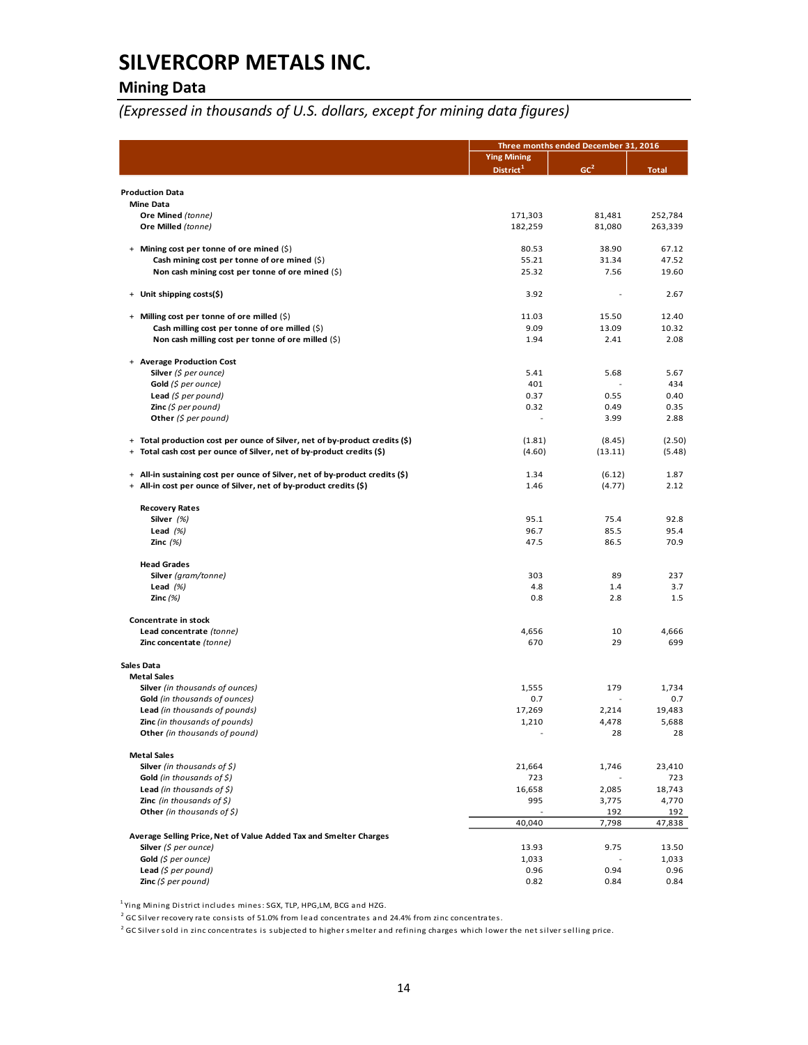# SILVERCORP METALS INC.

## Mining Data

*(Expressed in thousands of U.S. dollars, except for mining data figures)*

| | Three months ended December 31, 2016 | | |
|---|---|---|---|
| | Ying Mining District[1] | GC[2] | Total |
| **Production Data** | | | |
| **Mine Data** | | | |
| **Ore Mined** *(tonne)* | 171,303 | 81,481 | 252,784 |
| **Ore Milled** *(tonne)* | 182,259 | 81,080 | 263,339 |
| + **Mining cost per tonne of ore mined** ($) | 80.53 | 38.90 | 67.12 |
| **Cash mining cost per tonne of ore mined** ($) | 55.21 | 31.34 | 47.52 |
| **Non cash mining cost per tonne of ore mined** ($) | 25.32 | 7.56 | 19.60 |
| + **Unit shipping costs($)** | 3.92 | - | 2.67 |
| + **Milling cost per tonne of ore milled** ($) | 11.03 | 15.50 | 12.40 |
| **Cash milling cost per tonne of ore milled** ($) | 9.09 | 13.09 | 10.32 |
| **Non cash milling cost per tonne of ore milled** ($) | 1.94 | 2.41 | 2.08 |
| + **Average Production Cost** | | | |
| **Silver** *($ per ounce)* | 5.41 | 5.68 | 5.67 |
| **Gold** *($ per ounce)* | 401 | - | 434 |
| **Lead** *($ per pound)* | 0.37 | 0.55 | 0.40 |
| **Zinc** *($ per pound)* | 0.32 | 0.49 | 0.35 |
| **Other** *($ per pound)* | - | 3.99 | 2.88 |
| + **Total production cost per ounce of Silver, net of by-product credits ($)** | (1.81) | (8.45) | (2.50) |
| + **Total cash cost per ounce of Silver, net of by-product credits ($)** | (4.60) | (13.11) | (5.48) |
| + **All-in sustaining cost per ounce of Silver, net of by-product credits ($)** | 1.34 | (6.12) | 1.87 |
| + **All-in cost per ounce of Silver, net of by-product credits ($)** | 1.46 | (4.77) | 2.12 |
| **Recovery Rates** | | | |
| **Silver** *(%)* | 95.1 | 75.4 | 92.8 |
| **Lead** *(%)* | 96.7 | 85.5 | 95.4 |
| **Zinc** *(%)* | 47.5 | 86.5 | 70.9 |
| **Head Grades** | | | |
| **Silver** *(gram/tonne)* | 303 | 89 | 237 |
| **Lead** *(%)* | 4.8 | 1.4 | 3.7 |
| **Zinc** *(%)* | 0.8 | 2.8 | 1.5 |
| **Concentrate in stock** | | | |
| **Lead concentrate** *(tonne)* | 4,656 | 10 | 4,666 |
| **Zinc concentate** *(tonne)* | 670 | 29 | 699 |
| **Sales Data** | | | |
| **Metal Sales** | | | |
| **Silver** *(in thousands of ounces)* | 1,555 | 179 | 1,734 |
| **Gold** *(in thousands of ounces)* | 0.7 | - | 0.7 |
| **Lead** *(in thousands of pounds)* | 17,269 | 2,214 | 19,483 |
| **Zinc** *(in thousands of pounds)* | 1,210 | 4,478 | 5,688 |
| **Other** *(in thousands of pound)* | - | 28 | 28 |
| **Metal Sales** | | | |
| **Silver** *(in thousands of $)* | 21,664 | 1,746 | 23,410 |
| **Gold** *(in thousands of $)* | 723 | - | 723 |
| **Lead** *(in thousands of $)* | 16,658 | 2,085 | 18,743 |
| **Zinc** *(in thousands of $)* | 995 | 3,775 | 4,770 |
| **Other** *(in thousands of $)* | - | 192 | 192 |
| | 40,040 | 7,798 | 47,838 |
| **Average Selling Price, Net of Value Added Tax and Smelter Charges** | | | |
| **Silver** *($ per ounce)* | 13.93 | 9.75 | 13.50 |
| **Gold** *($ per ounce)* | 1,033 | - | 1,033 |
| **Lead** *($ per pound)* | 0.96 | 0.94 | 0.96 |
| **Zinc** *($ per pound)* | 0.82 | 0.84 | 0.84 |

[1] Ying Mining District includes mines: SGX, TLP, HPG,LM, BCG and HZG.

[2] GC Silver recovery rate consists of 51.0% from lead concentrates and 24.4% from zinc concentrates.

[2] GC Silver sold in zinc concentrates is subjected to higher smelter and refining charges which lower the net silver selling price.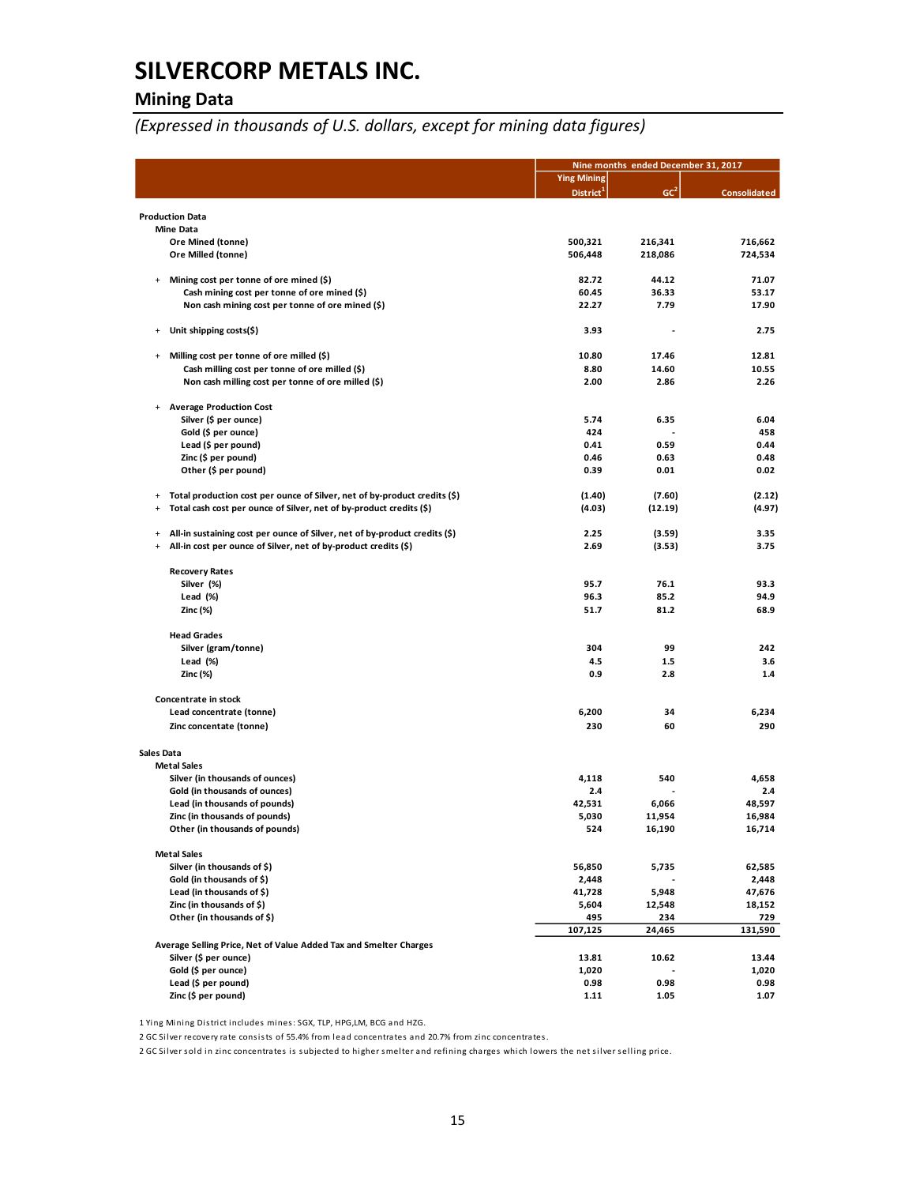# SILVERCORP METALS INC.

## Mining Data

*(Expressed in thousands of U.S. dollars, except for mining data figures)*

| | Nine months ended December 31, 2017 | | |
|---|---|---|---|
| | Ying Mining District[1] | GC[2] | Consolidated |
| **Production Data** | | | |
| **Mine Data** | | | |
| Ore Mined (tonne) | 500,321 | 216,341 | 716,662 |
| Ore Milled (tonne) | 506,448 | 218,086 | 724,534 |
| + Mining cost per tonne of ore mined ($) | 82.72 | 44.12 | 71.07 |
| Cash mining cost per tonne of ore mined ($) | 60.45 | 36.33 | 53.17 |
| Non cash mining cost per tonne of ore mined ($) | 22.27 | 7.79 | 17.90 |
| + Unit shipping costs($) | 3.93 | - | 2.75 |
| + Milling cost per tonne of ore milled ($) | 10.80 | 17.46 | 12.81 |
| Cash milling cost per tonne of ore milled ($) | 8.80 | 14.60 | 10.55 |
| Non cash milling cost per tonne of ore milled ($) | 2.00 | 2.86 | 2.26 |
| + Average Production Cost | | | |
| Silver ($ per ounce) | 5.74 | 6.35 | 6.04 |
| Gold ($ per ounce) | 424 | - | 458 |
| Lead ($ per pound) | 0.41 | 0.59 | 0.44 |
| Zinc ($ per pound) | 0.46 | 0.63 | 0.48 |
| Other ($ per pound) | 0.39 | 0.01 | 0.02 |
| + Total production cost per ounce of Silver, net of by-product credits ($) | (1.40) | (7.60) | (2.12) |
| + Total cash cost per ounce of Silver, net of by-product credits ($) | (4.03) | (12.19) | (4.97) |
| + All-in sustaining cost per ounce of Silver, net of by-product credits ($) | 2.25 | (3.59) | 3.35 |
| + All-in cost per ounce of Silver, net of by-product credits ($) | 2.69 | (3.53) | 3.75 |
| **Recovery Rates** | | | |
| Silver (%) | 95.7 | 76.1 | 93.3 |
| Lead (%) | 96.3 | 85.2 | 94.9 |
| Zinc (%) | 51.7 | 81.2 | 68.9 |
| **Head Grades** | | | |
| Silver (gram/tonne) | 304 | 99 | 242 |
| Lead (%) | 4.5 | 1.5 | 3.6 |
| Zinc (%) | 0.9 | 2.8 | 1.4 |
| **Concentrate in stock** | | | |
| Lead concentrate (tonne) | 6,200 | 34 | 6,234 |
| Zinc concentate (tonne) | 230 | 60 | 290 |
| **Sales Data** | | | |
| **Metal Sales** | | | |
| Silver (in thousands of ounces) | 4,118 | 540 | 4,658 |
| Gold (in thousands of ounces) | 2.4 | - | 2.4 |
| Lead (in thousands of pounds) | 42,531 | 6,066 | 48,597 |
| Zinc (in thousands of pounds) | 5,030 | 11,954 | 16,984 |
| Other (in thousands of pounds) | 524 | 16,190 | 16,714 |
| **Metal Sales** | | | |
| Silver (in thousands of $) | 56,850 | 5,735 | 62,585 |
| Gold (in thousands of $) | 2,448 | - | 2,448 |
| Lead (in thousands of $) | 41,728 | 5,948 | 47,676 |
| Zinc (in thousands of $) | 5,604 | 12,548 | 18,152 |
| Other (in thousands of $) | 495 | 234 | 729 |
| | 107,125 | 24,465 | 131,590 |
| **Average Selling Price, Net of Value Added Tax and Smelter Charges** | | | |
| Silver ($ per ounce) | 13.81 | 10.62 | 13.44 |
| Gold ($ per ounce) | 1,020 | - | 1,020 |
| Lead ($ per pound) | 0.98 | 0.98 | 0.98 |
| Zinc ($ per pound) | 1.11 | 1.05 | 1.07 |

1 Ying Mining District includes mines: SGX, TLP, HPG,LM, BCG and HZG.

2 GC Silver recovery rate consists of 55.4% from lead concentrates and 20.7% from zinc concentrates.

2 GC Silver sold in zinc concentrates is subjected to higher smelter and refining charges which lowers the net silver selling price.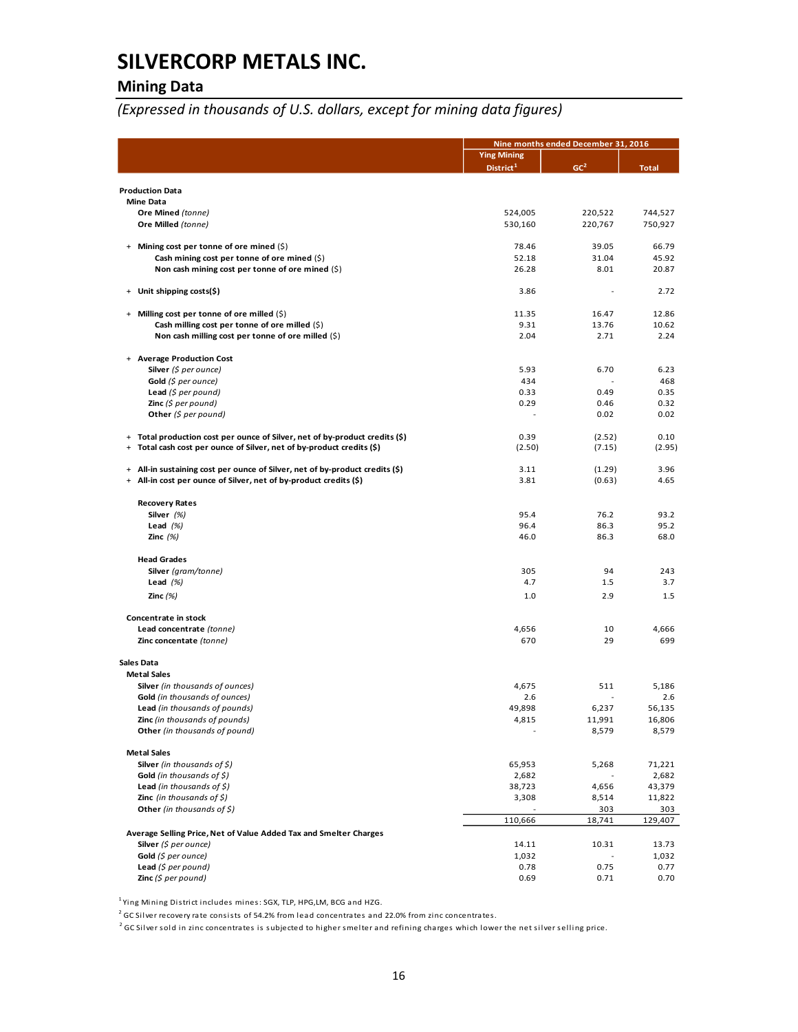# SILVERCORP METALS INC.

## Mining Data

*(Expressed in thousands of U.S. dollars, except for mining data figures)*

| | Nine months ended December 31, 2016 | | |
|---|---|---|---|
| | Ying Mining District[1] | GC[2] | Total |
| **Production Data** | | | |
| **Mine Data** | | | |
| **Ore Mined** *(tonne)* | 524,005 | 220,522 | 744,527 |
| **Ore Milled** *(tonne)* | 530,160 | 220,767 | 750,927 |
| + **Mining cost per tonne of ore mined** ($) | 78.46 | 39.05 | 66.79 |
| **Cash mining cost per tonne of ore mined** ($) | 52.18 | 31.04 | 45.92 |
| **Non cash mining cost per tonne of ore mined** ($) | 26.28 | 8.01 | 20.87 |
| + **Unit shipping costs($)** | 3.86 | - | 2.72 |
| + **Milling cost per tonne of ore milled** ($) | 11.35 | 16.47 | 12.86 |
| **Cash milling cost per tonne of ore milled** ($) | 9.31 | 13.76 | 10.62 |
| **Non cash milling cost per tonne of ore milled** ($) | 2.04 | 2.71 | 2.24 |
| + **Average Production Cost** | | | |
| **Silver** *($ per ounce)* | 5.93 | 6.70 | 6.23 |
| **Gold** *($ per ounce)* | 434 | - | 468 |
| **Lead** *($ per pound)* | 0.33 | 0.49 | 0.35 |
| **Zinc** *($ per pound)* | 0.29 | 0.46 | 0.32 |
| **Other** *($ per pound)* | - | 0.02 | 0.02 |
| + **Total production cost per ounce of Silver, net of by-product credits ($)** | 0.39 | (2.52) | 0.10 |
| + **Total cash cost per ounce of Silver, net of by-product credits ($)** | (2.50) | (7.15) | (2.95) |
| + **All-in sustaining cost per ounce of Silver, net of by-product credits ($)** | 3.11 | (1.29) | 3.96 |
| + **All-in cost per ounce of Silver, net of by-product credits ($)** | 3.81 | (0.63) | 4.65 |
| **Recovery Rates** | | | |
| **Silver** *(%)* | 95.4 | 76.2 | 93.2 |
| **Lead** *(%)* | 96.4 | 86.3 | 95.2 |
| **Zinc** *(%)* | 46.0 | 86.3 | 68.0 |
| **Head Grades** | | | |
| **Silver** *(gram/tonne)* | 305 | 94 | 243 |
| **Lead** *(%)* | 4.7 | 1.5 | 3.7 |
| **Zinc** *(%)* | 1.0 | 2.9 | 1.5 |
| **Concentrate in stock** | | | |
| **Lead concentrate** *(tonne)* | 4,656 | 10 | 4,666 |
| **Zinc concentate** *(tonne)* | 670 | 29 | 699 |
| **Sales Data** | | | |
| **Metal Sales** | | | |
| **Silver** *(in thousands of ounces)* | 4,675 | 511 | 5,186 |
| **Gold** *(in thousands of ounces)* | 2.6 | - | 2.6 |
| **Lead** *(in thousands of pounds)* | 49,898 | 6,237 | 56,135 |
| **Zinc** *(in thousands of pounds)* | 4,815 | 11,991 | 16,806 |
| **Other** *(in thousands of pound)* | - | 8,579 | 8,579 |
| **Metal Sales** | | | |
| **Silver** *(in thousands of $)* | 65,953 | 5,268 | 71,221 |
| **Gold** *(in thousands of $)* | 2,682 | - | 2,682 |
| **Lead** *(in thousands of $)* | 38,723 | 4,656 | 43,379 |
| **Zinc** *(in thousands of $)* | 3,308 | 8,514 | 11,822 |
| **Other** *(in thousands of $)* | - | 303 | 303 |
| | 110,666 | 18,741 | 129,407 |
| **Average Selling Price, Net of Value Added Tax and Smelter Charges** | | | |
| **Silver** *($ per ounce)* | 14.11 | 10.31 | 13.73 |
| **Gold** *($ per ounce)* | 1,032 | - | 1,032 |
| **Lead** *($ per pound)* | 0.78 | 0.75 | 0.77 |
| **Zinc** *($ per pound)* | 0.69 | 0.71 | 0.70 |

[1] Ying Mining District includes mines: SGX, TLP, HPG,LM, BCG and HZG.

[2] GC Silver recovery rate consists of 54.2% from lead concentrates and 22.0% from zinc concentrates.

[2] GC Silver sold in zinc concentrates is subjected to higher smelter and refining charges which lower the net silver selling price.